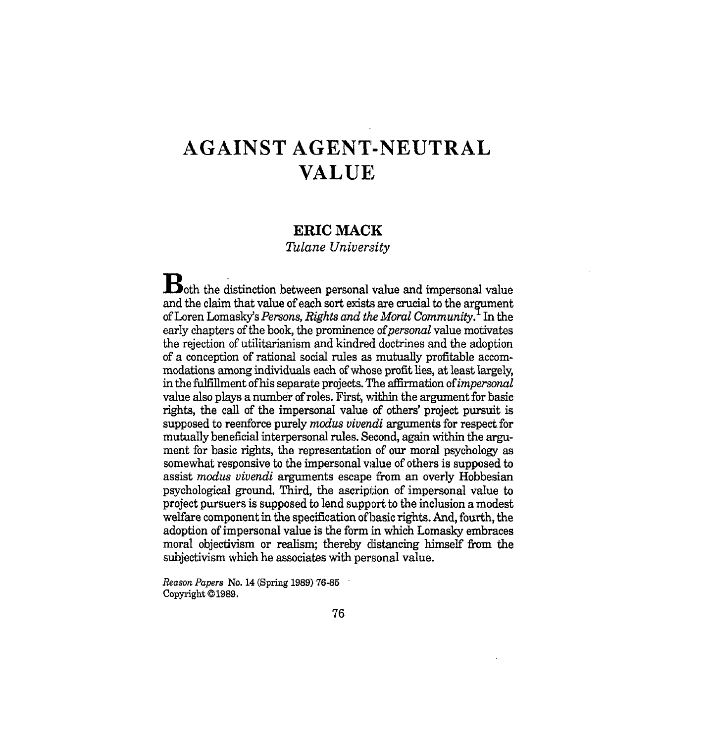# AGAINST AGENT-NEUTRAL VALUE

**ERIC MACK**

*Tulane University*

Both the distinction between personal value and impersonal value and the claim that value of each sort exists are crucial to the argument of Loren Lomasky's *Persons, Rights and the Moral Community.*[1] In the early chapters of the book, the prominence of *personal* value motivates the rejection of utilitarianism and kindred doctrines and the adoption of a conception of rational social rules as mutually profitable accommodations among individuals each of whose profit lies, at least largely, in the fulfillment of his separate projects. The affirmation of *impersonal* value also plays a number of roles. First, within the argument for basic rights, the call of the impersonal value of others' project pursuit is supposed to reenforce purely *modus vivendi* arguments for respect for mutually beneficial interpersonal rules. Second, again within the argument for basic rights, the representation of our moral psychology as somewhat responsive to the impersonal value of others is supposed to assist *modus vivendi* arguments escape from an overly Hobbesian psychological ground. Third, the ascription of impersonal value to project pursuers is supposed to lend support to the inclusion a modest welfare component in the specification of basic rights. And, fourth, the adoption of impersonal value is the form in which Lomasky embraces moral objectivism or realism; thereby distancing himself from the subjectivism which he associates with personal value.

*Reason Papers* No. 14 (Spring 1989) 76-85
Copyright ©1989.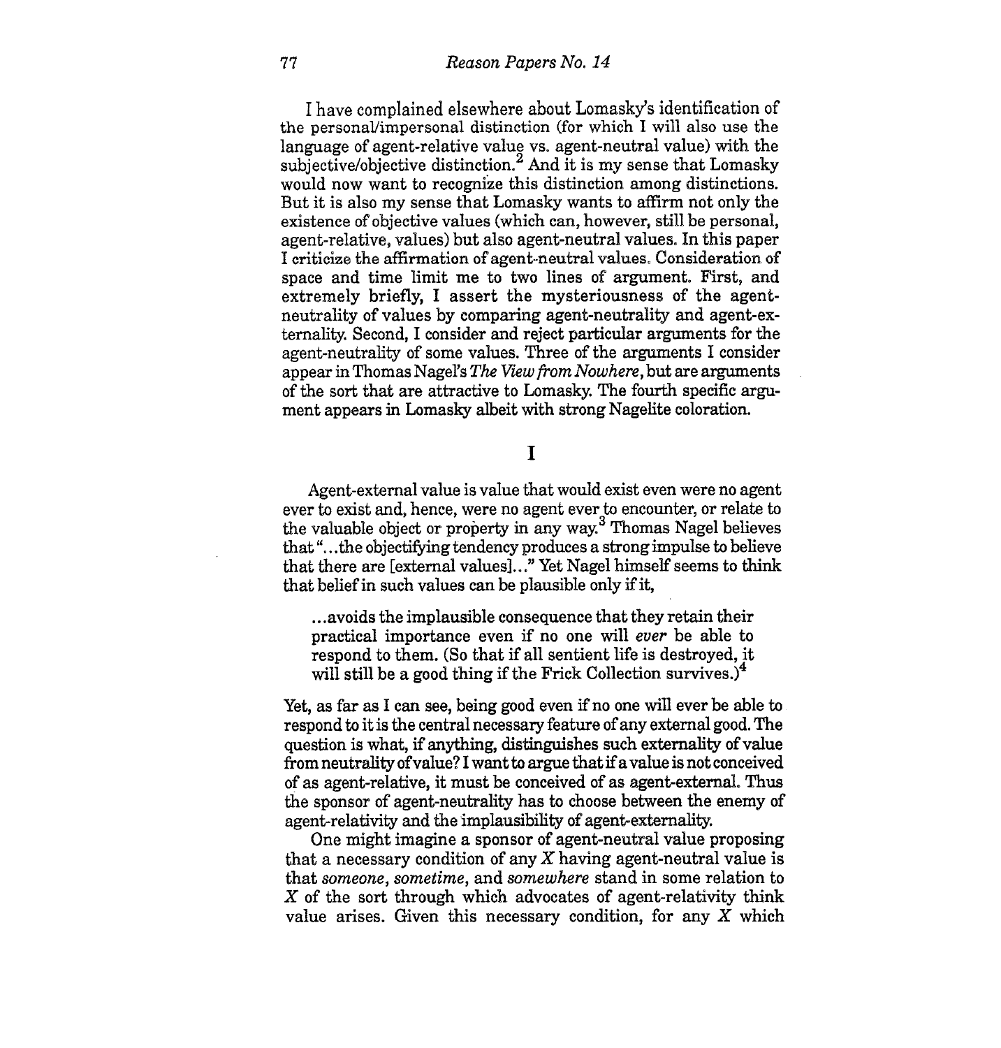I have complained elsewhere about Lomasky's identification of the personal/impersonal distinction (for which I will also use the language of agent-relative value vs. agent-neutral value) with the subjective/objective distinction.[2] And it is my sense that Lomasky would now want to recognize this distinction among distinctions. But it is also my sense that Lomasky wants to affirm not only the existence of objective values (which can, however, still be personal, agent-relative, values) but also agent-neutral values. In this paper I criticize the affirmation of agent-neutral values. Consideration of space and time limit me to two lines of argument. First, and extremely briefly, I assert the mysteriousness of the agent-neutrality of values by comparing agent-neutrality and agent-externality. Second, I consider and reject particular arguments for the agent-neutrality of some values. Three of the arguments I consider appear in Thomas Nagel's *The View from Nowhere*, but are arguments of the sort that are attractive to Lomasky. The fourth specific argument appears in Lomasky albeit with strong Nagelite coloration.

# I

Agent-external value is value that would exist even were no agent ever to exist and, hence, were no agent ever to encounter, or relate to the valuable object or property in any way.[3] Thomas Nagel believes that "...the objectifying tendency produces a strong impulse to believe that there are [external values]..." Yet Nagel himself seems to think that belief in such values can be plausible only if it,

> ...avoids the implausible consequence that they retain their practical importance even if no one will *ever* be able to respond to them. (So that if all sentient life is destroyed, it will still be a good thing if the Frick Collection survives.)[4]

Yet, as far as I can see, being good even if no one will ever be able to respond to it is the central necessary feature of any external good. The question is what, if anything, distinguishes such externality of value from neutrality of value? I want to argue that if a value is not conceived of as agent-relative, it must be conceived of as agent-external. Thus the sponsor of agent-neutrality has to choose between the enemy of agent-relativity and the implausibility of agent-externality.

One might imagine a sponsor of agent-neutral value proposing that a necessary condition of any $X$ having agent-neutral value is that *someone*, *sometime*, and *somewhere* stand in some relation to $X$ of the sort through which advocates of agent-relativity think value arises. Given this necessary condition, for any $X$ which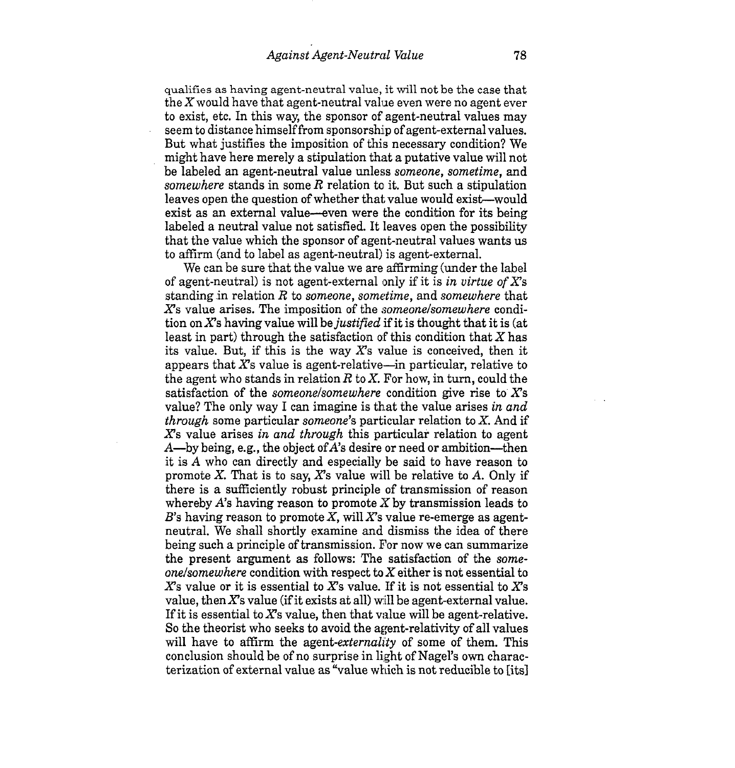qualifies as having agent-neutral value, it will not be the case that the *X* would have that agent-neutral value even were no agent ever to exist, etc. In this way, the sponsor of agent-neutral values may seem to distance himself from sponsorship of agent-external values. But what justifies the imposition of this necessary condition? We might have here merely a stipulation that a putative value will not be labeled an agent-neutral value unless *someone, sometime,* and *somewhere* stands in some *R* relation to it. But such a stipulation leaves open the question of whether that value would exist—would exist as an external value—even were the condition for its being labeled a neutral value not satisfied. It leaves open the possibility that the value which the sponsor of agent-neutral values wants us to affirm (and to label as agent-neutral) is agent-external.

We can be sure that the value we are affirming (under the label of agent-neutral) is not agent-external only if it is *in virtue of X*'s standing in relation *R* to *someone, sometime,* and *somewhere* that *X*'s value arises. The imposition of the *someone/somewhere* condition on *X*'s having value will be *justified* if it is thought that it is (at least in part) through the satisfaction of this condition that *X* has its value. But, if this is the way *X*'s value is conceived, then it appears that *X*'s value is agent-relative—in particular, relative to the agent who stands in relation *R* to *X*. For how, in turn, could the satisfaction of the *someone/somewhere* condition give rise to *X*'s value? The only way I can imagine is that the value arises *in and through* some particular *someone*'s particular relation to *X*. And if *X*'s value arises *in and through* this particular relation to agent *A*—by being, e.g., the object of *A*'s desire or need or ambition—then it is *A* who can directly and especially be said to have reason to promote *X*. That is to say, *X*'s value will be relative to *A*. Only if there is a sufficiently robust principle of transmission of reason whereby *A*'s having reason to promote *X* by transmission leads to *B*'s having reason to promote *X*, will *X*'s value re-emerge as agent-neutral. We shall shortly examine and dismiss the idea of there being such a principle of transmission. For now we can summarize the present argument as follows: The satisfaction of the *someone/somewhere* condition with respect to *X* either is not essential to *X*'s value or it is essential to *X*'s value. If it is not essential to *X*'s value, then *X*'s value (if it exists at all) will be agent-external value. If it is essential to *X*'s value, then that value will be agent-relative. So the theorist who seeks to avoid the agent-relativity of all values will have to affirm the agent-*externality* of some of them. This conclusion should be of no surprise in light of Nagel's own characterization of external value as "value which is not reducible to [its]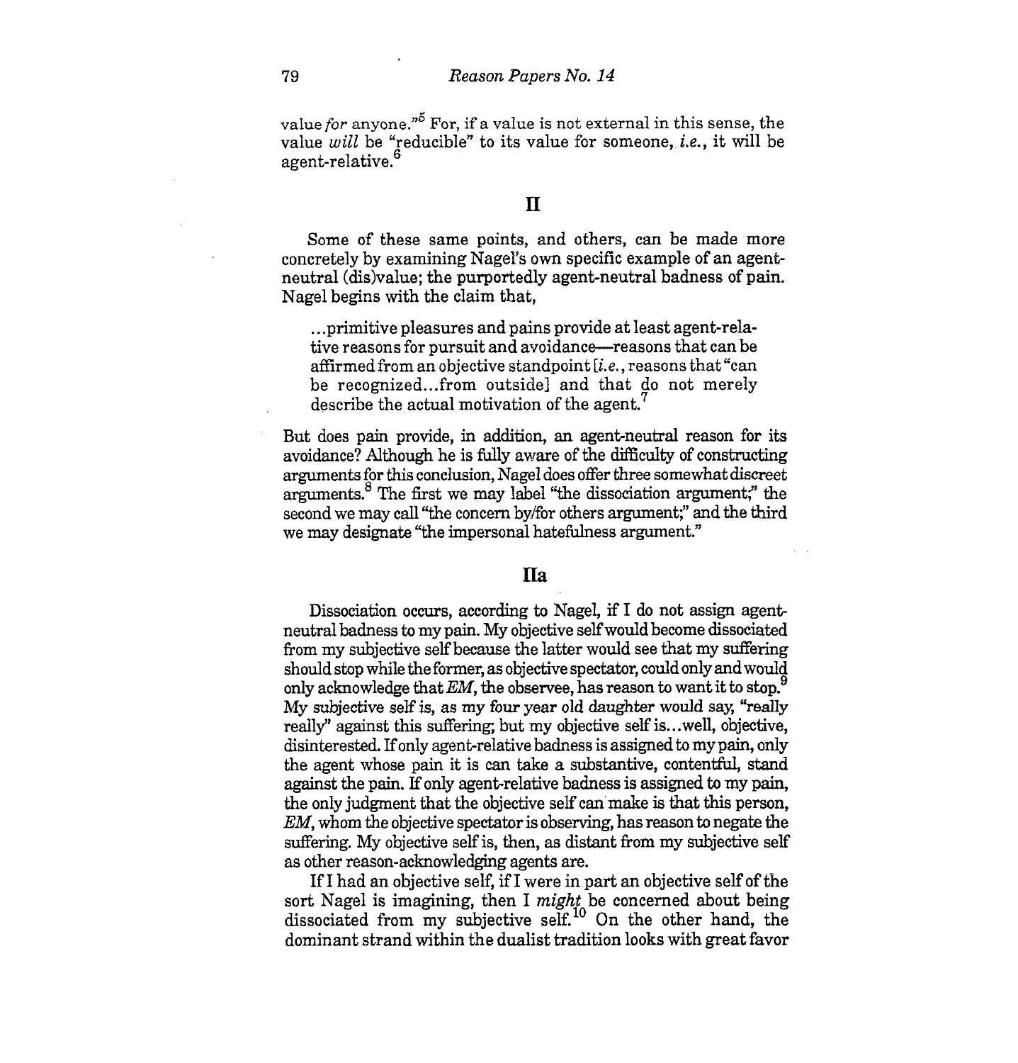value *for* anyone."[5] For, if a value is not external in this sense, the value *will* be "reducible" to its value for someone, *i.e.*, it will be agent-relative.[6]

## II

Some of these same points, and others, can be made more concretely by examining Nagel's own specific example of an agent-neutral (dis)value; the purportedly agent-neutral badness of pain. Nagel begins with the claim that,

> ...primitive pleasures and pains provide at least agent-relative reasons for pursuit and avoidance—reasons that can be affirmed from an objective standpoint [*i.e.*, reasons that "can be recognized...from outside] and that do not merely describe the actual motivation of the agent.[7]

But does pain provide, in addition, an agent-neutral reason for its avoidance? Although he is fully aware of the difficulty of constructing arguments for this conclusion, Nagel does offer three somewhat discreet arguments.[8] The first we may label "the dissociation argument;" the second we may call "the concern by/for others argument;" and the third we may designate "the impersonal hatefulness argument."

### IIa

Dissociation occurs, according to Nagel, if I do not assign agent-neutral badness to my pain. My objective self would become dissociated from my subjective self because the latter would see that my suffering should stop while the former, as objective spectator, could only and would only acknowledge that *EM*, the observee, has reason to want it to stop.[9] My subjective self is, as my four year old daughter would say, "really really" against this suffering; but my objective self is...well, objective, disinterested. If only agent-relative badness is assigned to my pain, only the agent whose pain it is can take a substantive, contentful, stand against the pain. If only agent-relative badness is assigned to my pain, the only judgment that the objective self can make is that this person, *EM*, whom the objective spectator is observing, has reason to negate the suffering. My objective self is, then, as distant from my subjective self as other reason-acknowledging agents are.

If I had an objective self, if I were in part an objective self of the sort Nagel is imagining, then I *might* be concerned about being dissociated from my subjective self.[10] On the other hand, the dominant strand within the dualist tradition looks with great favor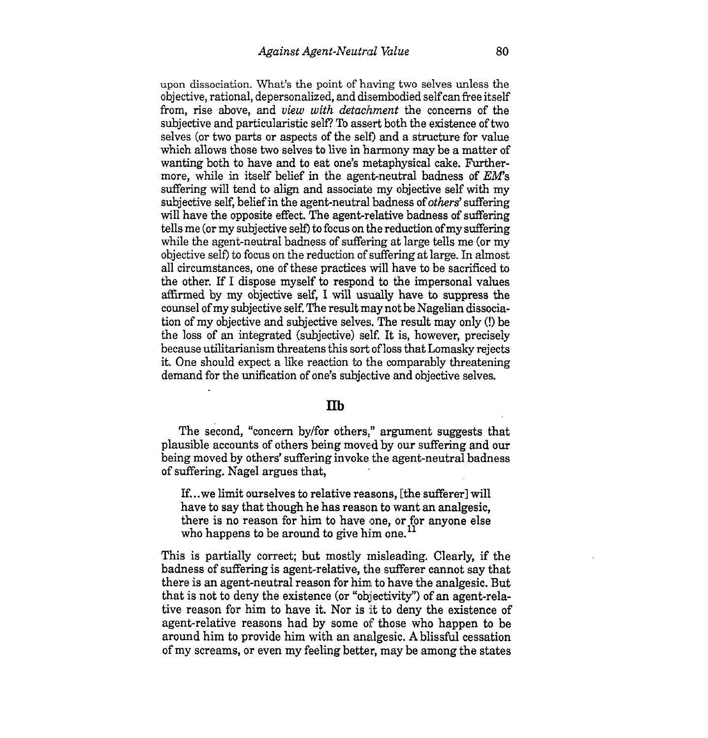upon dissociation. What's the point of having two selves unless the objective, rational, depersonalized, and disembodied self can free itself from, rise above, and *view with detachment* the concerns of the subjective and particularistic self? To assert both the existence of two selves (or two parts or aspects of the self) and a structure for value which allows those two selves to live in harmony may be a matter of wanting both to have and to eat one's metaphysical cake. Furthermore, while in itself belief in the agent-neutral badness of *EM*'s suffering will tend to align and associate my objective self with my subjective self, belief in the agent-neutral badness of *others'* suffering will have the opposite effect. The agent-relative badness of suffering tells me (or my subjective self) to focus on the reduction of my suffering while the agent-neutral badness of suffering at large tells me (or my objective self) to focus on the reduction of suffering at large. In almost all circumstances, one of these practices will have to be sacrificed to the other. If I dispose myself to respond to the impersonal values affirmed by my objective self, I will usually have to suppress the counsel of my subjective self. The result may not be Nagelian dissociation of my objective and subjective selves. The result may only (!) be the loss of an integrated (subjective) self. It is, however, precisely because utilitarianism threatens this sort of loss that Lomasky rejects it. One should expect a like reaction to the comparably threatening demand for the unification of one's subjective and objective selves.

## IIb

The second, "concern by/for others," argument suggests that plausible accounts of others being moved by our suffering and our being moved by others' suffering invoke the agent-neutral badness of suffering. Nagel argues that,

> If...we limit ourselves to relative reasons, [the sufferer] will have to say that though he has reason to want an analgesic, there is no reason for him to have one, or for anyone else who happens to be around to give him one.[11]

This is partially correct; but mostly misleading. Clearly, if the badness of suffering is agent-relative, the sufferer cannot say that there is an agent-neutral reason for him to have the analgesic. But that is not to deny the existence (or "objectivity") of an agent-relative reason for him to have it. Nor is it to deny the existence of agent-relative reasons had by some of those who happen to be around him to provide him with an analgesic. A blissful cessation of my screams, or even my feeling better, may be among the states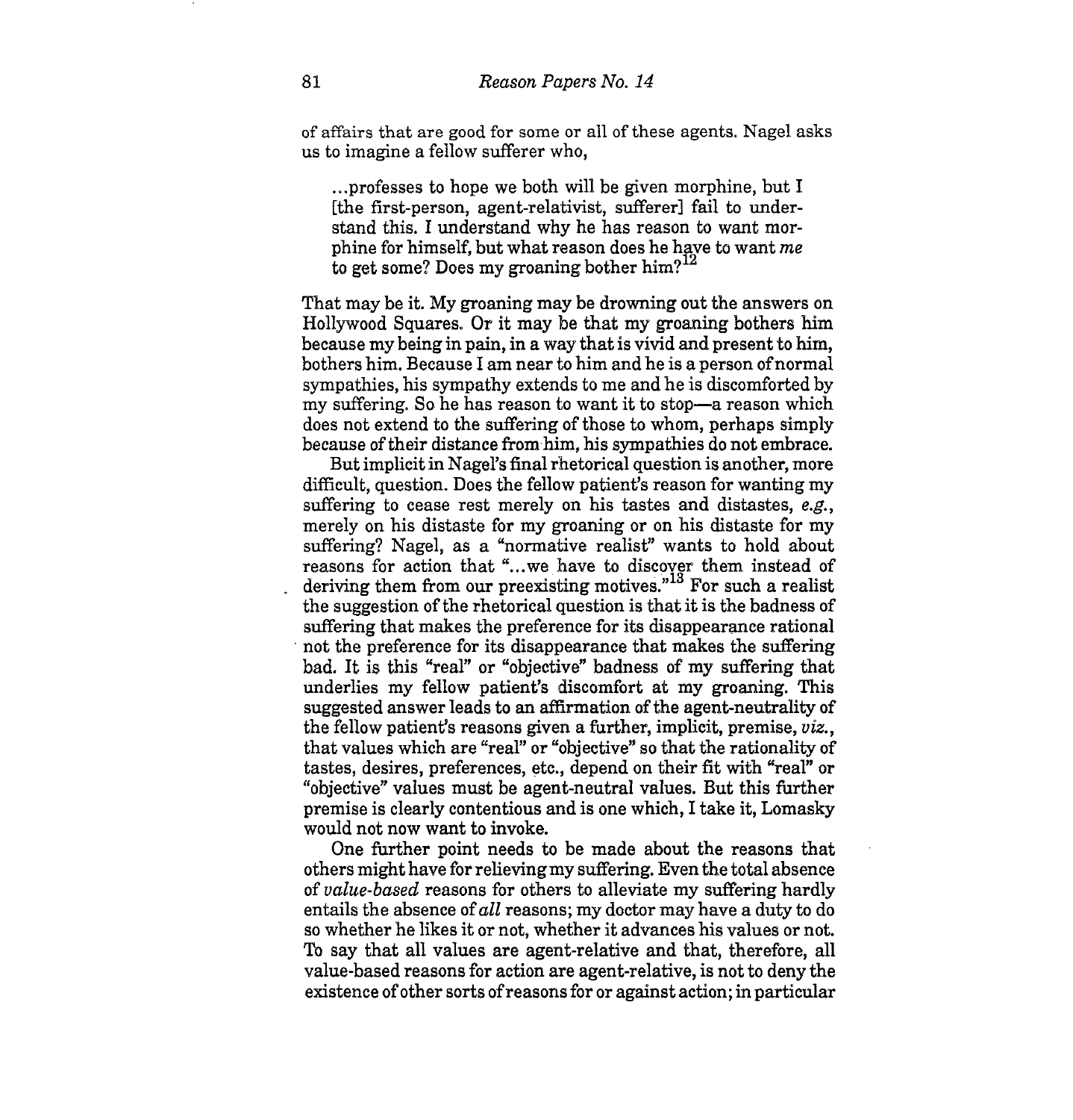of affairs that are good for some or all of these agents. Nagel asks us to imagine a fellow sufferer who,

> ...professes to hope we both will be given morphine, but I [the first-person, agent-relativist, sufferer] fail to understand this. I understand why he has reason to want morphine for himself, but what reason does he have to want *me* to get some? Does my groaning bother him?[12]

That may be it. My groaning may be drowning out the answers on Hollywood Squares. Or it may be that my groaning bothers him because my being in pain, in a way that is vivid and present to him, bothers him. Because I am near to him and he is a person of normal sympathies, his sympathy extends to me and he is discomforted by my suffering. So he has reason to want it to stop—a reason which does not extend to the suffering of those to whom, perhaps simply because of their distance from him, his sympathies do not embrace.

But implicit in Nagel's final rhetorical question is another, more difficult, question. Does the fellow patient's reason for wanting my suffering to cease rest merely on his tastes and distastes, *e.g.*, merely on his distaste for my groaning or on his distaste for my suffering? Nagel, as a "normative realist" wants to hold about reasons for action that "...we have to discover them instead of deriving them from our preexisting motives."[13] For such a realist the suggestion of the rhetorical question is that it is the badness of suffering that makes the preference for its disappearance rational not the preference for its disappearance that makes the suffering bad. It is this "real" or "objective" badness of my suffering that underlies my fellow patient's discomfort at my groaning. This suggested answer leads to an affirmation of the agent-neutrality of the fellow patient's reasons given a further, implicit, premise, *viz.*, that values which are "real" or "objective" so that the rationality of tastes, desires, preferences, etc., depend on their fit with "real" or "objective" values must be agent-neutral values. But this further premise is clearly contentious and is one which, I take it, Lomasky would not now want to invoke.

One further point needs to be made about the reasons that others might have for relieving my suffering. Even the total absence of *value-based* reasons for others to alleviate my suffering hardly entails the absence of *all* reasons; my doctor may have a duty to do so whether he likes it or not, whether it advances his values or not. To say that all values are agent-relative and that, therefore, all value-based reasons for action are agent-relative, is not to deny the existence of other sorts of reasons for or against action; in particular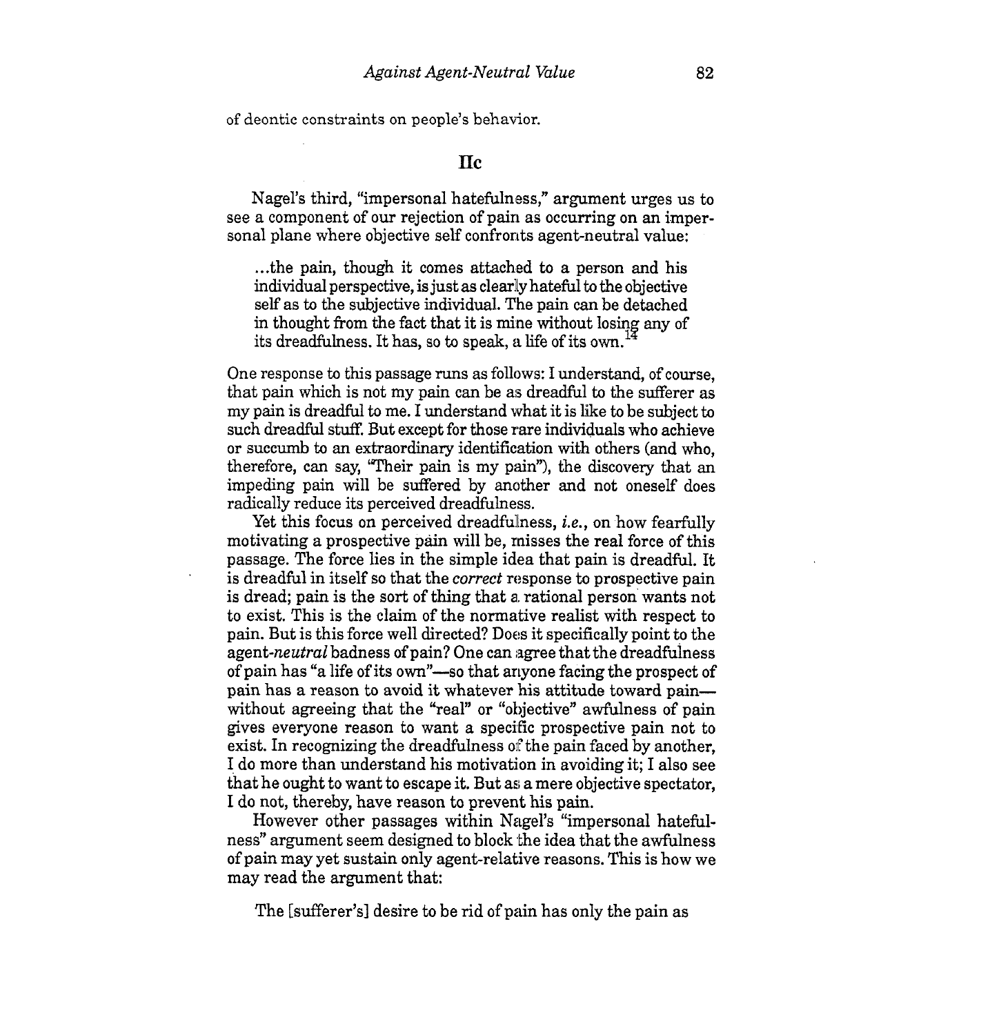of deontic constraints on people's behavior.

## IIc

Nagel's third, "impersonal hatefulness," argument urges us to see a component of our rejection of pain as occurring on an impersonal plane where objective self confronts agent-neutral value:

> ...the pain, though it comes attached to a person and his individual perspective, is just as clearly hateful to the objective self as to the subjective individual. The pain can be detached in thought from the fact that it is mine without losing any of its dreadfulness. It has, so to speak, a life of its own.[14]

One response to this passage runs as follows: I understand, of course, that pain which is not my pain can be as dreadful to the sufferer as my pain is dreadful to me. I understand what it is like to be subject to such dreadful stuff. But except for those rare individuals who achieve or succumb to an extraordinary identification with others (and who, therefore, can say, "Their pain is my pain"), the discovery that an impeding pain will be suffered by another and not oneself does radically reduce its perceived dreadfulness.

Yet this focus on perceived dreadfulness, *i.e.*, on how fearfully motivating a prospective pain will be, misses the real force of this passage. The force lies in the simple idea that pain is dreadful. It is dreadful in itself so that the *correct* response to prospective pain is dread; pain is the sort of thing that a rational person wants not to exist. This is the claim of the normative realist with respect to pain. But is this force well directed? Does it specifically point to the agent-*neutral* badness of pain? One can agree that the dreadfulness of pain has "a life of its own"—so that anyone facing the prospect of pain has a reason to avoid it whatever his attitude toward pain—without agreeing that the "real" or "objective" awfulness of pain gives everyone reason to want a specific prospective pain not to exist. In recognizing the dreadfulness of the pain faced by another, I do more than understand his motivation in avoiding it; I also see that he ought to want to escape it. But as a mere objective spectator, I do not, thereby, have reason to prevent his pain.

However other passages within Nagel's "impersonal hatefulness" argument seem designed to block the idea that the awfulness of pain may yet sustain only agent-relative reasons. This is how we may read the argument that:

> The [sufferer's] desire to be rid of pain has only the pain as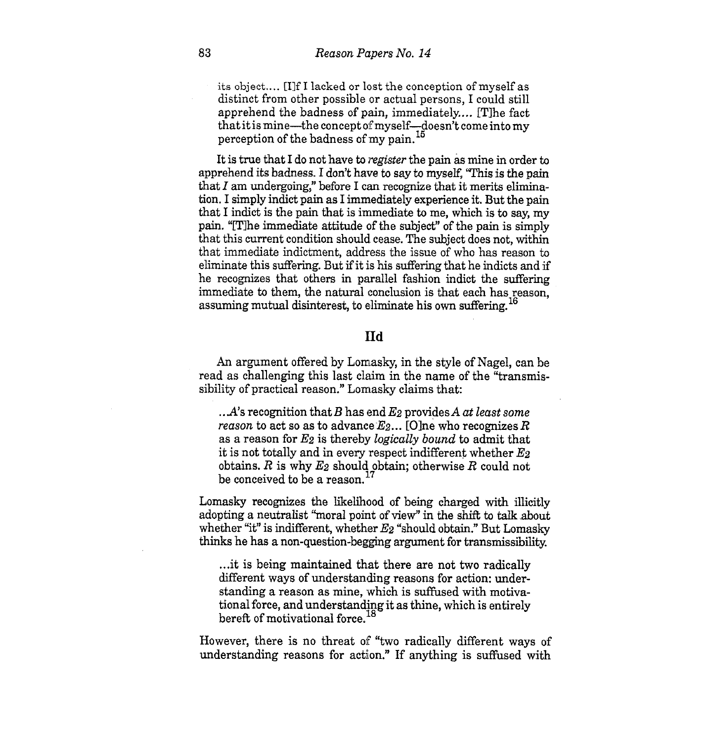> its object.... [I]f I lacked or lost the conception of myself as distinct from other possible or actual persons, I could still apprehend the badness of pain, immediately.... [T]he fact that it is mine—the concept of myself—doesn't come into my perception of the badness of my pain.[15]

It is true that I do not have to *register* the pain as mine in order to apprehend its badness. I don't have to say to myself, "This is the pain that *I* am undergoing," before I can recognize that it merits elimination. I simply indict pain as I immediately experience it. But the pain that I indict is the pain that is immediate to me, which is to say, my pain. "[T]he immediate attitude of the subject" of the pain is simply that this current condition should cease. The subject does not, within that immediate indictment, address the issue of who has reason to eliminate this suffering. But if it is his suffering that he indicts and if he recognizes that others in parallel fashion indict the suffering immediate to them, the natural conclusion is that each has reason, assuming mutual disinterest, to eliminate his own suffering.[16]

## IId

An argument offered by Lomasky, in the style of Nagel, can be read as challenging this last claim in the name of the "transmissibility of practical reason." Lomasky claims that:

> ...*A*'s recognition that *B* has end $E_2$ provides *A at least some reason* to act so as to advance $E_2$... [O]ne who recognizes *R* as a reason for $E_2$ is thereby *logically bound* to admit that it is not totally and in every respect indifferent whether $E_2$ obtains. *R* is why $E_2$ should obtain; otherwise *R* could not be conceived to be a reason.[17]

Lomasky recognizes the likelihood of being charged with illicitly adopting a neutralist "moral point of view" in the shift to talk about whether "it" is indifferent, whether $E_2$ "should obtain." But Lomasky thinks he has a non-question-begging argument for transmissibility.

> ...it is being maintained that there are not two radically different ways of understanding reasons for action: understanding a reason as mine, which is suffused with motivational force, and understanding it as thine, which is entirely bereft of motivational force.[18]

However, there is no threat of "two radically different ways of understanding reasons for action." If anything is suffused with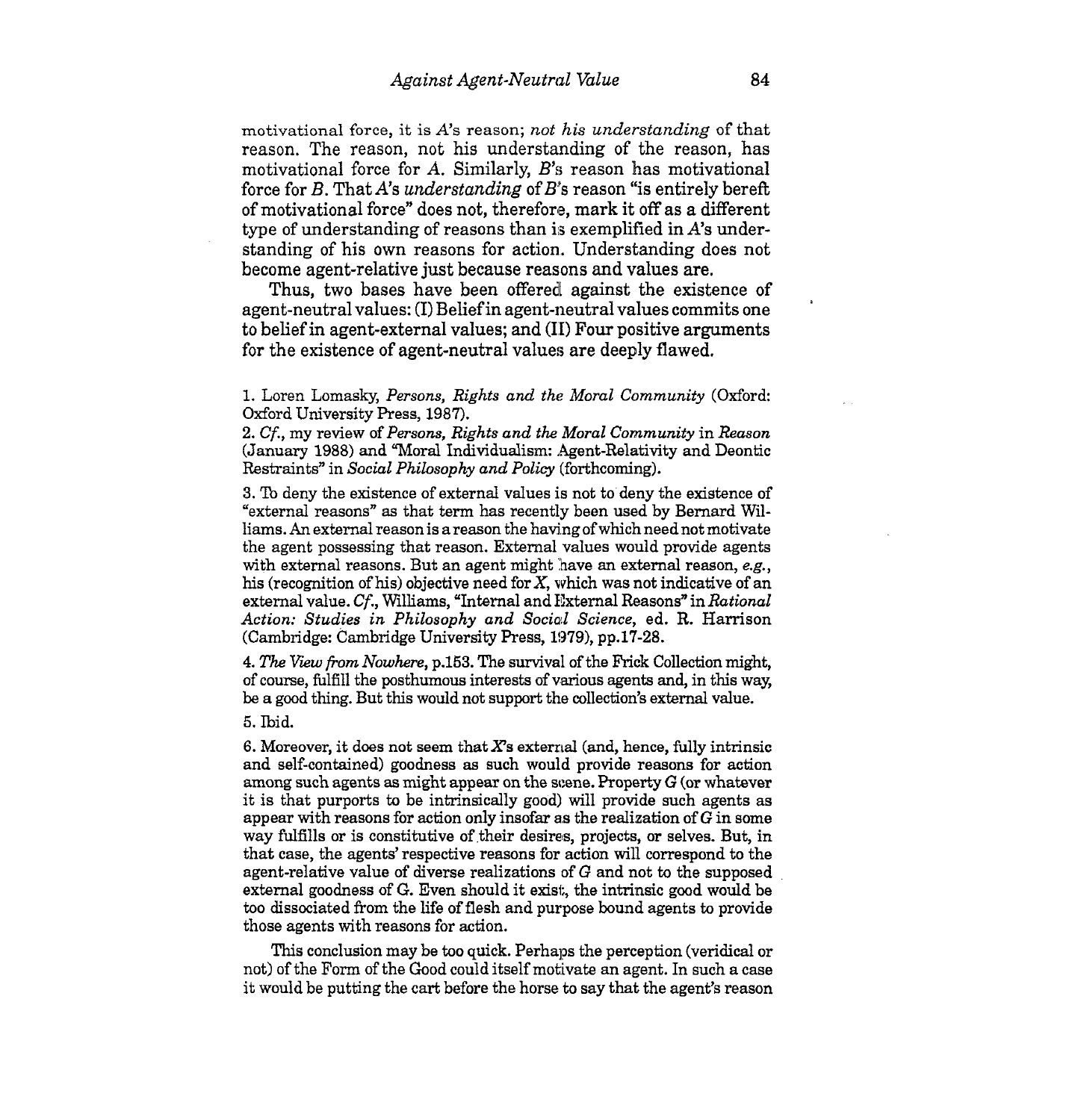motivational force, it is *A*'s reason; *not his understanding* of that reason. The reason, not his understanding of the reason, has motivational force for *A*. Similarly, *B*'s reason has motivational force for *B*. That *A*'s *understanding* of *B*'s reason "is entirely bereft of motivational force" does not, therefore, mark it off as a different type of understanding of reasons than is exemplified in *A*'s understanding of his own reasons for action. Understanding does not become agent-relative just because reasons and values are.

Thus, two bases have been offered against the existence of agent-neutral values: (I) Belief in agent-neutral values commits one to belief in agent-external values; and (II) Four positive arguments for the existence of agent-neutral values are deeply flawed.

1. Loren Lomasky, *Persons, Rights and the Moral Community* (Oxford: Oxford University Press, 1987).

2. *Cf.*, my review of *Persons, Rights and the Moral Community* in *Reason* (January 1988) and "Moral Individualism: Agent-Relativity and Deontic Restraints" in *Social Philosophy and Policy* (forthcoming).

3. To deny the existence of external values is not to deny the existence of "external reasons" as that term has recently been used by Bernard Williams. An external reason is a reason the having of which need not motivate the agent possessing that reason. External values would provide agents with external reasons. But an agent might have an external reason, *e.g.*, his (recognition of his) objective need for *X*, which was not indicative of an external value. *Cf.*, Williams, "Internal and External Reasons" in *Rational Action: Studies in Philosophy and Social Science*, ed. R. Harrison (Cambridge: Cambridge University Press, 1979), pp.17-28.

4. *The View from Nowhere*, p.153. The survival of the Frick Collection might, of course, fulfill the posthumous interests of various agents and, in this way, be a good thing. But this would not support the collection's external value.

5. Ibid.

6. Moreover, it does not seem that *X*'s external (and, hence, fully intrinsic and self-contained) goodness as such would provide reasons for action among such agents as might appear on the scene. Property *G* (or whatever it is that purports to be intrinsically good) will provide such agents as appear with reasons for action only insofar as the realization of *G* in some way fulfills or is constitutive of their desires, projects, or selves. But, in that case, the agents' respective reasons for action will correspond to the agent-relative value of diverse realizations of *G* and not to the supposed external goodness of G. Even should it exist, the intrinsic good would be too dissociated from the life of flesh and purpose bound agents to provide those agents with reasons for action.

This conclusion may be too quick. Perhaps the perception (veridical or not) of the Form of the Good could itself motivate an agent. In such a case it would be putting the cart before the horse to say that the agent's reason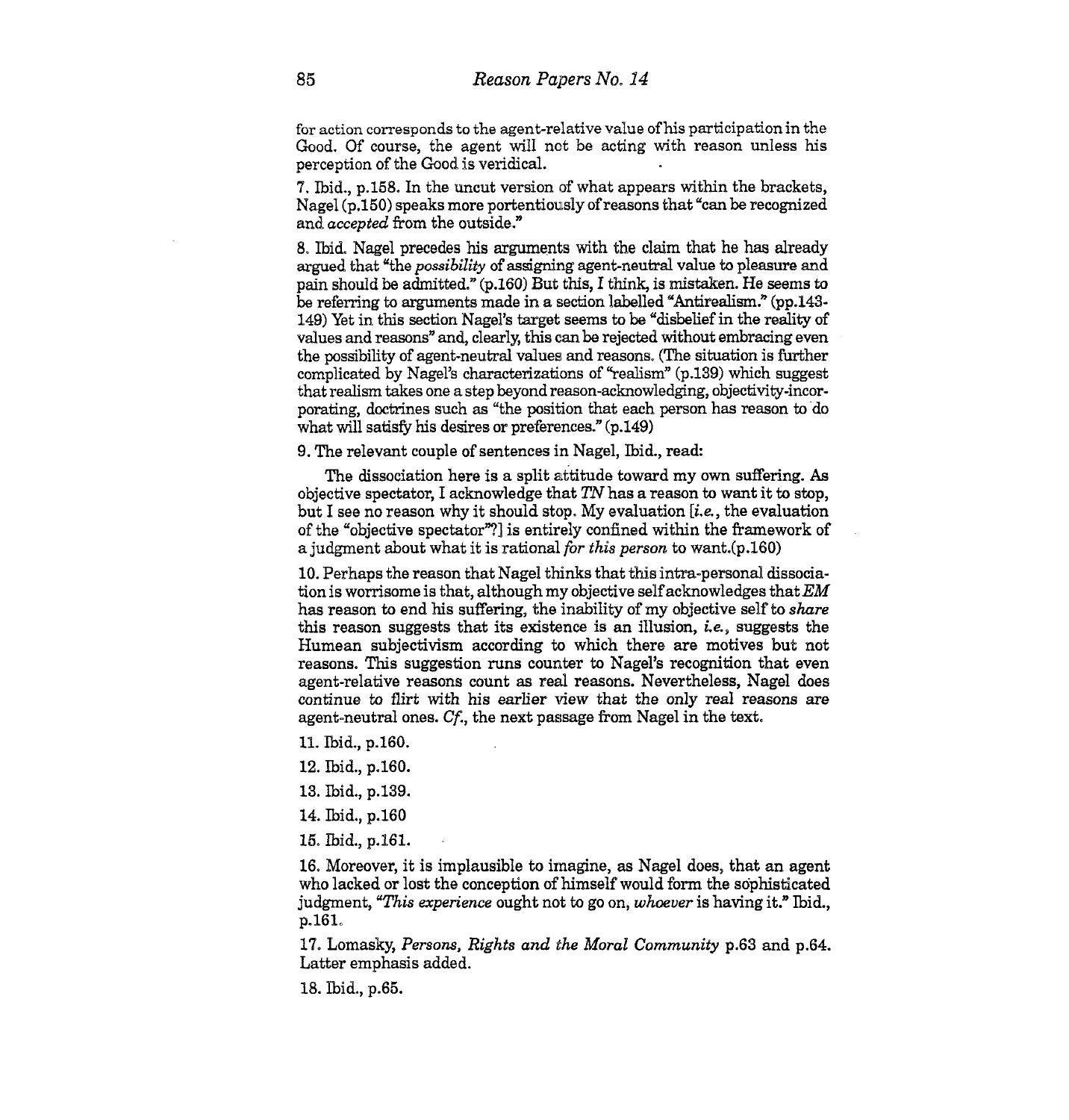for action corresponds to the agent-relative value of his participation in the Good. Of course, the agent will not be acting with reason unless his perception of the Good is veridical.

7. Ibid., p.158. In the uncut version of what appears within the brackets, Nagel (p.150) speaks more portentously of reasons that "can be recognized and *accepted* from the outside."

8. Ibid. Nagel precedes his arguments with the claim that he has already argued that "the *possibility* of assigning agent-neutral value to pleasure and pain should be admitted." (p.160) But this, I think, is mistaken. He seems to be referring to arguments made in a section labelled "Antirealism." (pp.143-149) Yet in this section Nagel's target seems to be "disbelief in the reality of values and reasons" and, clearly, this can be rejected without embracing even the possibility of agent-neutral values and reasons. (The situation is further complicated by Nagel's characterizations of "realism" (p.139) which suggest that realism takes one a step beyond reason-acknowledging, objectivity-incorporating, doctrines such as "the position that each person has reason to do what will satisfy his desires or preferences." (p.149)

9. The relevant couple of sentences in Nagel, Ibid., read:

> The dissociation here is a split attitude toward my own suffering. As objective spectator, I acknowledge that *TN* has a reason to want it to stop, but I see no reason why it should stop. My evaluation [*i.e.*, the evaluation of the "objective spectator"?] is entirely confined within the framework of a judgment about what it is rational *for this person* to want.(p.160)

10. Perhaps the reason that Nagel thinks that this intra-personal dissociation is worrisome is that, although my objective self acknowledges that *EM* has reason to end his suffering, the inability of my objective self to *share* this reason suggests that its existence is an illusion, *i.e.*, suggests the Humean subjectivism according to which there are motives but not reasons. This suggestion runs counter to Nagel's recognition that even agent-relative reasons count as real reasons. Nevertheless, Nagel does continue to flirt with his earlier view that the only real reasons are agent-neutral ones. *Cf.*, the next passage from Nagel in the text.

11. Ibid., p.160.

12. Ibid., p.160.

13. Ibid., p.139.

14. Ibid., p.160

15. Ibid., p.161.

16. Moreover, it is implausible to imagine, as Nagel does, that an agent who lacked or lost the conception of himself would form the sophisticated judgment, "*This experience* ought not to go on, *whoever* is having it." Ibid., p.161.

17. Lomasky, *Persons, Rights and the Moral Community* p.63 and p.64. Latter emphasis added.

18. Ibid., p.65.